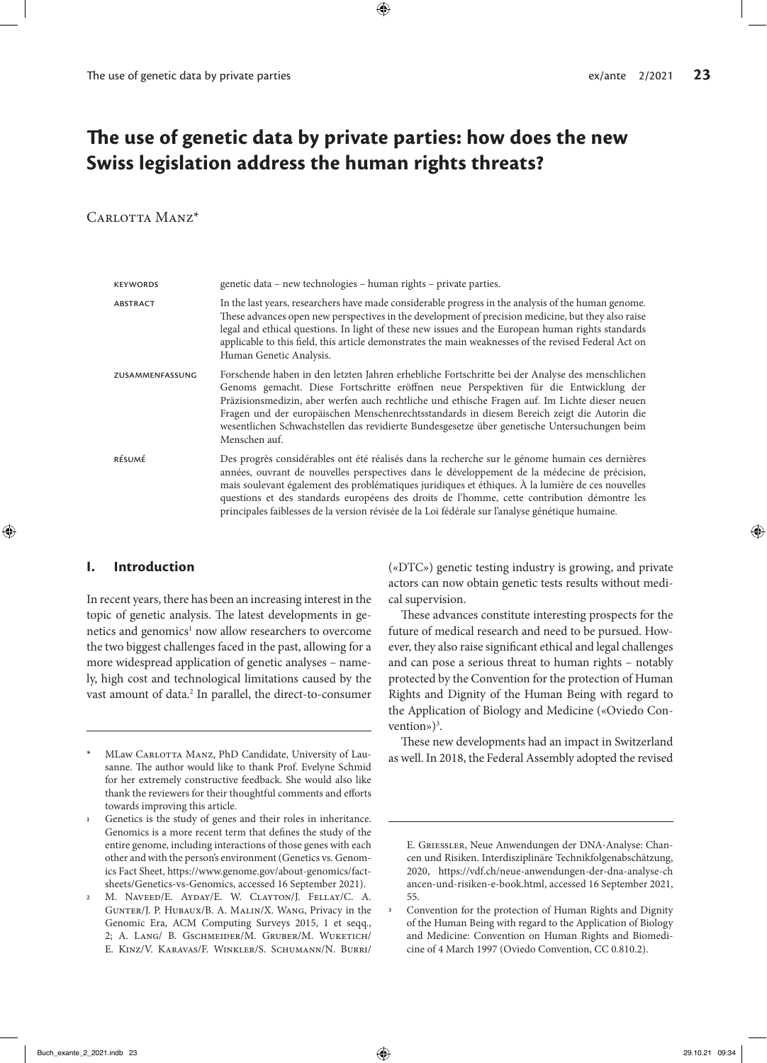# The use of genetic data by private parties: how does the new Swiss legislation address the human rights threats?

Carlotta Manz*

| | |
|---|---|
| KEYWORDS | genetic data – new technologies – human rights – private parties. |
| ABSTRACT | In the last years, researchers have made considerable progress in the analysis of the human genome. These advances open new perspectives in the development of precision medicine, but they also raise legal and ethical questions. In light of these new issues and the European human rights standards applicable to this field, this article demonstrates the main weaknesses of the revised Federal Act on Human Genetic Analysis. |
| ZUSAMMENFASSUNG | Forschende haben in den letzten Jahren erhebliche Fortschritte bei der Analyse des menschlichen Genoms gemacht. Diese Fortschritte eröffnen neue Perspektiven für die Entwicklung der Präzisionsmedizin, aber werfen auch rechtliche und ethische Fragen auf. Im Lichte dieser neuen Fragen und der europäischen Menschenrechtsstandards in diesem Bereich zeigt die Autorin die wesentlichen Schwachstellen das revidierte Bundesgesetze über genetische Untersuchungen beim Menschen auf. |
| RÉSUMÉ | Des progrès considérables ont été réalisés dans la recherche sur le génome humain ces dernières années, ouvrant de nouvelles perspectives dans le développement de la médecine de précision, mais soulevant également des problématiques juridiques et éthiques. À la lumière de ces nouvelles questions et des standards européens des droits de l'homme, cette contribution démontre les principales faiblesses de la version révisée de la Loi fédérale sur l'analyse génétique humaine. |

## I. Introduction

In recent years, there has been an increasing interest in the topic of genetic analysis. The latest developments in genetics and genomics[1] now allow researchers to overcome the two biggest challenges faced in the past, allowing for a more widespread application of genetic analyses – namely, high cost and technological limitations caused by the vast amount of data.[2] In parallel, the direct-to-consumer («DTC») genetic testing industry is growing, and private actors can now obtain genetic tests results without medical supervision.

These advances constitute interesting prospects for the future of medical research and need to be pursued. However, they also raise significant ethical and legal challenges and can pose a serious threat to human rights – notably protected by the Convention for the protection of Human Rights and Dignity of the Human Being with regard to the Application of Biology and Medicine («Oviedo Convention»)[3].

These new developments had an impact in Switzerland as well. In 2018, the Federal Assembly adopted the revised

---

\* MLaw Carlotta Manz, PhD Candidate, University of Lausanne. The author would like to thank Prof. Evelyne Schmid for her extremely constructive feedback. She would also like thank the reviewers for their thoughtful comments and efforts towards improving this article.

1 Genetics is the study of genes and their roles in inheritance. Genomics is a more recent term that defines the study of the entire genome, including interactions of those genes with each other and with the person's environment (Genetics vs. Genomics Fact Sheet, https://www.genome.gov/about-genomics/fact-sheets/Genetics-vs-Genomics, accessed 16 September 2021).

2 M. Naveed/E. Ayday/E. W. Clayton/J. Fellay/C. A. Gunter/J. P. Hubaux/B. A. Malin/X. Wang, Privacy in the Genomic Era, ACM Computing Surveys 2015, 1 et seqq., 2; A. Lang/ B. Gschmeider/M. Gruber/M. Wuketich/E. Kinz/V. Karavas/F. Winkler/S. Schumann/N. Burri/E. Griessler, Neue Anwendungen der DNA-Analyse: Chancen und Risiken. Interdisziplinäre Technikfolgenabschätzung, 2020, https://vdf.ch/neue-anwendungen-der-dna-analyse-chancen-und-risiken-e-book.html, accessed 16 September 2021, 55.

3 Convention for the protection of Human Rights and Dignity of the Human Being with regard to the Application of Biology and Medicine: Convention on Human Rights and Biomedicine of 4 March 1997 (Oviedo Convention, CC 0.810.2).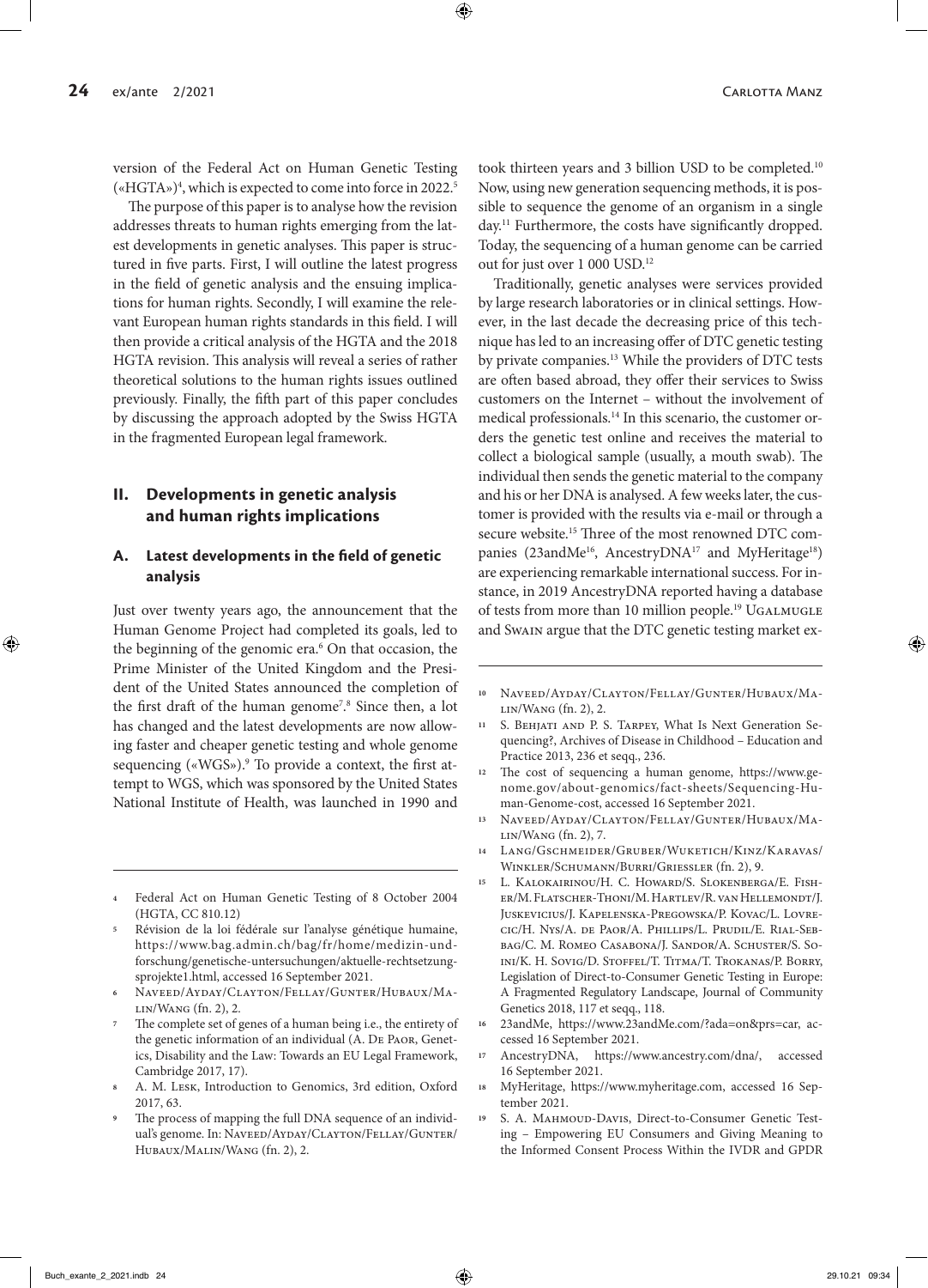version of the Federal Act on Human Genetic Testing («HGTA»)[4], which is expected to come into force in 2022.[5]

The purpose of this paper is to analyse how the revision addresses threats to human rights emerging from the latest developments in genetic analyses. This paper is structured in five parts. First, I will outline the latest progress in the field of genetic analysis and the ensuing implications for human rights. Secondly, I will examine the relevant European human rights standards in this field. I will then provide a critical analysis of the HGTA and the 2018 HGTA revision. This analysis will reveal a series of rather theoretical solutions to the human rights issues outlined previously. Finally, the fifth part of this paper concludes by discussing the approach adopted by the Swiss HGTA in the fragmented European legal framework.

## II. Developments in genetic analysis and human rights implications

### A. Latest developments in the field of genetic analysis

Just over twenty years ago, the announcement that the Human Genome Project had completed its goals, led to the beginning of the genomic era.[6] On that occasion, the Prime Minister of the United Kingdom and the President of the United States announced the completion of the first draft of the human genome[7].[8] Since then, a lot has changed and the latest developments are now allowing faster and cheaper genetic testing and whole genome sequencing («WGS»).[9] To provide a context, the first attempt to WGS, which was sponsored by the United States National Institute of Health, was launched in 1990 and took thirteen years and 3 billion USD to be completed.[10] Now, using new generation sequencing methods, it is possible to sequence the genome of an organism in a single day.[11] Furthermore, the costs have significantly dropped. Today, the sequencing of a human genome can be carried out for just over 1 000 USD.[12]

Traditionally, genetic analyses were services provided by large research laboratories or in clinical settings. However, in the last decade the decreasing price of this technique has led to an increasing offer of DTC genetic testing by private companies.[13] While the providers of DTC tests are often based abroad, they offer their services to Swiss customers on the Internet – without the involvement of medical professionals.[14] In this scenario, the customer orders the genetic test online and receives the material to collect a biological sample (usually, a mouth swab). The individual then sends the genetic material to the company and his or her DNA is analysed. A few weeks later, the customer is provided with the results via e-mail or through a secure website.[15] Three of the most renowned DTC companies (23andMe[16], AncestryDNA[17] and MyHeritage[18]) are experiencing remarkable international success. For instance, in 2019 AncestryDNA reported having a database of tests from more than 10 million people.[19] Ugalmugle and Swain argue that the DTC genetic testing market ex-

---

[4] Federal Act on Human Genetic Testing of 8 October 2004 (HGTA, CC 810.12)

[5] Révision de la loi fédérale sur l'analyse génétique humaine, https://www.bag.admin.ch/bag/fr/home/medizin-und-forschung/genetische-untersuchungen/aktuelle-rechtsetzungsprojekte1.html, accessed 16 September 2021.

[6] Naveed/Ayday/Clayton/Fellay/Gunter/Hubaux/Malin/Wang (fn. 2), 2.

[7] The complete set of genes of a human being i.e., the entirety of the genetic information of an individual (A. De Paor, Genetics, Disability and the Law: Towards an EU Legal Framework, Cambridge 2017, 17).

[8] A. M. Lesk, Introduction to Genomics, 3rd edition, Oxford 2017, 63.

[9] The process of mapping the full DNA sequence of an individual's genome. In: Naveed/Ayday/Clayton/Fellay/Gunter/Hubaux/Malin/Wang (fn. 2), 2.

[10] Naveed/Ayday/Clayton/Fellay/Gunter/Hubaux/Malin/Wang (fn. 2), 2.

[11] S. Behjati and P. S. Tarpey, What Is Next Generation Sequencing?, Archives of Disease in Childhood – Education and Practice 2013, 236 et seqq., 236.

[12] The cost of sequencing a human genome, https://www.genome.gov/about-genomics/fact-sheets/Sequencing-Human-Genome-cost, accessed 16 September 2021.

[13] Naveed/Ayday/Clayton/Fellay/Gunter/Hubaux/Malin/Wang (fn. 2), 7.

[14] Lang/Gschmeider/Gruber/Wuketich/Kinz/Karavas/Winkler/Schumann/Burri/Griessler (fn. 2), 9.

[15] L. Kalokairinou/H. C. Howard/S. Slokenberga/E. Fisher/M. Flatscher-Thoni/M. Hartlev/R. van Hellemondt/J. Juskevicius/J. Kapelenska-Pregowska/P. Kovac/L. Lovrecic/H. Nys/A. de Paor/A. Phillips/L. Prudil/E. Rial-Sebbag/C. M. Romeo Casabona/J. Sandor/A. Schuster/S. Soini/K. H. Sovig/D. Stoffel/T. Titma/T. Trokanas/P. Borry, Legislation of Direct-to-Consumer Genetic Testing in Europe: A Fragmented Regulatory Landscape, Journal of Community Genetics 2018, 117 et seqq., 118.

[16] 23andMe, https://www.23andMe.com/?ada=on&prs=car, accessed 16 September 2021.

[17] AncestryDNA, https://www.ancestry.com/dna/, accessed 16 September 2021.

[18] MyHeritage, https://www.myheritage.com, accessed 16 September 2021.

[19] S. A. Mahmoud-Davis, Direct-to-Consumer Genetic Testing – Empowering EU Consumers and Giving Meaning to the Informed Consent Process Within the IVDR and GPDR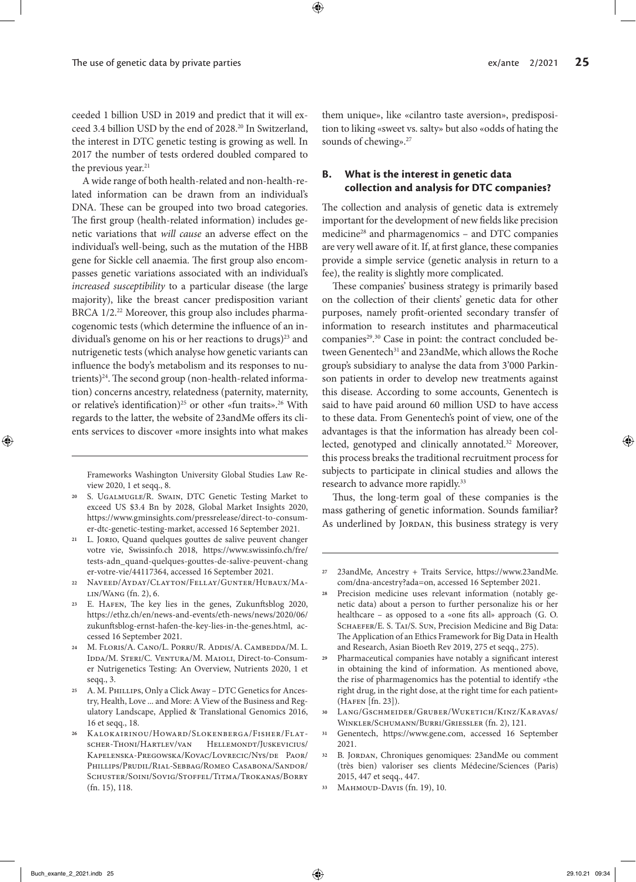ceeded 1 billion USD in 2019 and predict that it will exceed 3.4 billion USD by the end of 2028.[20] In Switzerland, the interest in DTC genetic testing is growing as well. In 2017 the number of tests ordered doubled compared to the previous year.[21]

A wide range of both health-related and non-health-related information can be drawn from an individual's DNA. These can be grouped into two broad categories. The first group (health-related information) includes genetic variations that *will cause* an adverse effect on the individual's well-being, such as the mutation of the HBB gene for Sickle cell anaemia. The first group also encompasses genetic variations associated with an individual's *increased susceptibility* to a particular disease (the large majority), like the breast cancer predisposition variant BRCA 1/2.[22] Moreover, this group also includes pharmacogenomic tests (which determine the influence of an individual's genome on his or her reactions to drugs)[23] and nutrigenetic tests (which analyse how genetic variants can influence the body's metabolism and its responses to nutrients)[24]. The second group (non-health-related information) concerns ancestry, relatedness (paternity, maternity, or relative's identification)[25] or other «fun traits».[26] With regards to the latter, the website of 23andMe offers its clients services to discover «more insights into what makes them unique», like «cilantro taste aversion», predisposition to liking «sweet vs. salty» but also «odds of hating the sounds of chewing».[27]

### B. What is the interest in genetic data collection and analysis for DTC companies?

The collection and analysis of genetic data is extremely important for the development of new fields like precision medicine[28] and pharmagenomics – and DTC companies are very well aware of it. If, at first glance, these companies provide a simple service (genetic analysis in return to a fee), the reality is slightly more complicated.

These companies' business strategy is primarily based on the collection of their clients' genetic data for other purposes, namely profit-oriented secondary transfer of information to research institutes and pharmaceutical companies[29].[30] Case in point: the contract concluded between Genentech[31] and 23andMe, which allows the Roche group's subsidiary to analyse the data from 3'000 Parkinson patients in order to develop new treatments against this disease. According to some accounts, Genentech is said to have paid around 60 million USD to have access to these data. From Genentech's point of view, one of the advantages is that the information has already been collected, genotyped and clinically annotated.[32] Moreover, this process breaks the traditional recruitment process for subjects to participate in clinical studies and allows the research to advance more rapidly.[33]

Thus, the long-term goal of these companies is the mass gathering of genetic information. Sounds familiar? As underlined by Jordan, this business strategy is very

---

Frameworks Washington University Global Studies Law Review 2020, 1 et seqq., 8.

20 S. Ugalmugle/R. Swain, DTC Genetic Testing Market to exceed US $3.4 Bn by 2028, Global Market Insights 2020, https://www.gminsights.com/pressrelease/direct-to-consumer-dtc-genetic-testing-market, accessed 16 September 2021.

21 L. Jorio, Quand quelques gouttes de salive peuvent changer votre vie, Swissinfo.ch 2018, https://www.swissinfo.ch/fre/tests-adn_quand-quelques-gouttes-de-salive-peuvent-changer-votre-vie/44117364, accessed 16 September 2021.

22 Naveed/Ayday/Clayton/Fellay/Gunter/Hubaux/Malin/Wang (fn. 2), 6.

23 E. Hafen, The key lies in the genes, Zukunftsblog 2020, https://ethz.ch/en/news-and-events/eth-news/news/2020/06/zukunftsblog-ernst-hafen-the-key-lies-in-the-genes.html, accessed 16 September 2021.

24 M. Floris/A. Cano/L. Porru/R. Addis/A. Cambedda/M. L. Idda/M. Steri/C. Ventura/M. Maioli, Direct-to-Consumer Nutrigenetics Testing: An Overview, Nutrients 2020, 1 et seqq., 3.

25 A. M. Phillips, Only a Click Away – DTC Genetics for Ancestry, Health, Love ... and More: A View of the Business and Regulatory Landscape, Applied & Translational Genomics 2016, 16 et seqq., 18.

26 Kalokairinou/Howard/Slokenberga/Fisher/Flatscher-Thoni/Hartlev/van Hellemondt/Juskevicius/Kapelenska-Pregowska/Kovac/Lovrecic/Nys/de Paor/Phillips/Prudil/Rial-Sebbag/Romeo Casabona/Sandor/Schuster/Soini/Sovig/Stoffel/Titma/Trokanas/Borry (fn. 15), 118.

27 23andMe, Ancestry + Traits Service, https://www.23andMe.com/dna-ancestry?ada=on, accessed 16 September 2021.

28 Precision medicine uses relevant information (notably genetic data) about a person to further personalize his or her healthcare – as opposed to a «one fits all» approach (G. O. Schaefer/E. S. Tai/S. Sun, Precision Medicine and Big Data: The Application of an Ethics Framework for Big Data in Health and Research, Asian Bioeth Rev 2019, 275 et seqq., 275).

29 Pharmaceutical companies have notably a significant interest in obtaining the kind of information. As mentioned above, the rise of pharmagenomics has the potential to identify «the right drug, in the right dose, at the right time for each patient» (Hafen [fn. 23]).

30 Lang/Gschmeider/Gruber/Wuketich/Kinz/Karavas/Winkler/Schumann/Burri/Griessler (fn. 2), 121.

31 Genentech, https://www.gene.com, accessed 16 September 2021.

32 B. Jordan, Chroniques genomiques: 23andMe ou comment (très bien) valoriser ses clients Médecine/Sciences (Paris) 2015, 447 et seqq., 447.

33 Mahmoud-Davis (fn. 19), 10.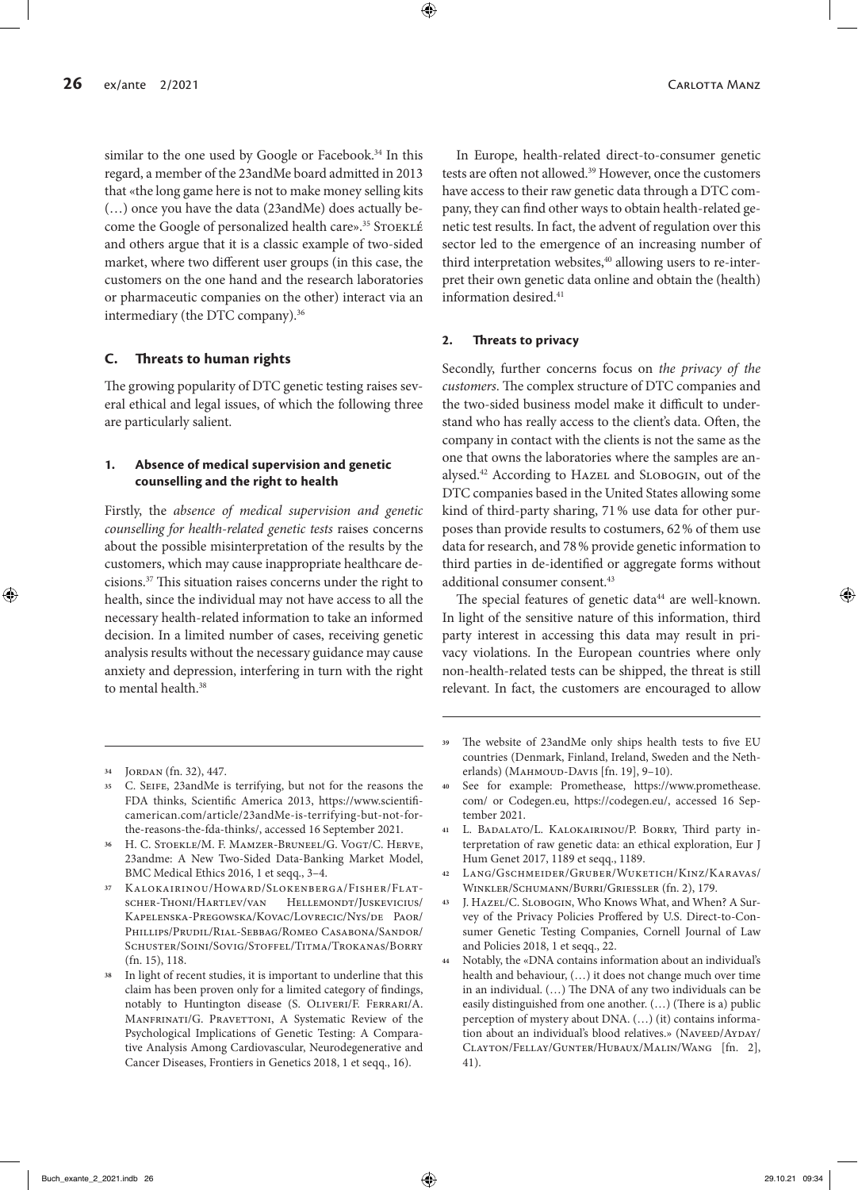similar to the one used by Google or Facebook.[34] In this regard, a member of the 23andMe board admitted in 2013 that «the long game here is not to make money selling kits (…) once you have the data (23andMe) does actually become the Google of personalized health care».[35] Stoeklé and others argue that it is a classic example of two-sided market, where two different user groups (in this case, the customers on the one hand and the research laboratories or pharmaceutic companies on the other) interact via an intermediary (the DTC company).[36]

## C. Threats to human rights

The growing popularity of DTC genetic testing raises several ethical and legal issues, of which the following three are particularly salient.

### 1. Absence of medical supervision and genetic counselling and the right to health

Firstly, the *absence of medical supervision and genetic counselling for health-related genetic tests* raises concerns about the possible misinterpretation of the results by the customers, which may cause inappropriate healthcare decisions.[37] This situation raises concerns under the right to health, since the individual may not have access to all the necessary health-related information to take an informed decision. In a limited number of cases, receiving genetic analysis results without the necessary guidance may cause anxiety and depression, interfering in turn with the right to mental health.[38]

In Europe, health-related direct-to-consumer genetic tests are often not allowed.[39] However, once the customers have access to their raw genetic data through a DTC company, they can find other ways to obtain health-related genetic test results. In fact, the advent of regulation over this sector led to the emergence of an increasing number of third interpretation websites,[40] allowing users to re-interpret their own genetic data online and obtain the (health) information desired.[41]

### 2. Threats to privacy

Secondly, further concerns focus on *the privacy of the customers*. The complex structure of DTC companies and the two-sided business model make it difficult to understand who has really access to the client's data. Often, the company in contact with the clients is not the same as the one that owns the laboratories where the samples are analysed.[42] According to Hazel and Slobogin, out of the DTC companies based in the United States allowing some kind of third-party sharing, 71 % use data for other purposes than provide results to costumers, 62 % of them use data for research, and 78 % provide genetic information to third parties in de-identified or aggregate forms without additional consumer consent.[43]

The special features of genetic data[44] are well-known. In light of the sensitive nature of this information, third party interest in accessing this data may result in privacy violations. In the European countries where only non-health-related tests can be shipped, the threat is still relevant. In fact, the customers are encouraged to allow

---

34 Jordan (fn. 32), 447.

35 C. Seife, 23andMe is terrifying, but not for the reasons the FDA thinks, Scientific America 2013, https://www.scientificamerican.com/article/23andMe-is-terrifying-but-not-for-the-reasons-the-fda-thinks/, accessed 16 September 2021.

36 H. C. Stoeklé/M. F. Mamzer-Bruneel/G. Vogt/C. Herve, 23andme: A New Two-Sided Data-Banking Market Model, BMC Medical Ethics 2016, 1 et seqq., 3–4.

37 Kalokairinou/Howard/Slokenberga/Fisher/Flatscher-Thoni/Hartlev/van Hellemondt/Juskevicius/Kapelenska-Pregowska/Kovac/Lovrecic/Nys/de Paor/Phillips/Prudil/Rial-Sebbag/Romeo Casabona/Sandor/Schuster/Soini/Sovig/Stoffel/Titma/Trokanas/Borry (fn. 15), 118.

38 In light of recent studies, it is important to underline that this claim has been proven only for a limited category of findings, notably to Huntington disease (S. Oliveri/F. Ferrari/A. Manfrinati/G. Pravettoni, A Systematic Review of the Psychological Implications of Genetic Testing: A Comparative Analysis Among Cardiovascular, Neurodegenerative and Cancer Diseases, Frontiers in Genetics 2018, 1 et seqq., 16).

39 The website of 23andMe only ships health tests to five EU countries (Denmark, Finland, Ireland, Sweden and the Netherlands) (Mahmoud-Davis [fn. 19], 9–10).

40 See for example: Promethease, https://www.promethease.com/ or Codegen.eu, https://codegen.eu/, accessed 16 September 2021.

41 L. Badalato/L. Kalokairinou/P. Borry, Third party interpretation of raw genetic data: an ethical exploration, Eur J Hum Genet 2017, 1189 et seqq., 1189.

42 Lang/Gschmeider/Gruber/Wuketich/Kinz/Karavas/Winkler/Schumann/Burri/Griessler (fn. 2), 179.

43 J. Hazel/C. Slobogin, Who Knows What, and When? A Survey of the Privacy Policies Proffered by U.S. Direct-to-Consumer Genetic Testing Companies, Cornell Journal of Law and Policies 2018, 1 et seqq., 22.

44 Notably, the «DNA contains information about an individual's health and behaviour, (…) it does not change much over time in an individual. (…) The DNA of any two individuals can be easily distinguished from one another. (…) (There is a) public perception of mystery about DNA. (…) (it) contains information about an individual's blood relatives.» (Naveed/Ayday/Clayton/Fellay/Gunter/Hubaux/Malin/Wang [fn. 2], 41).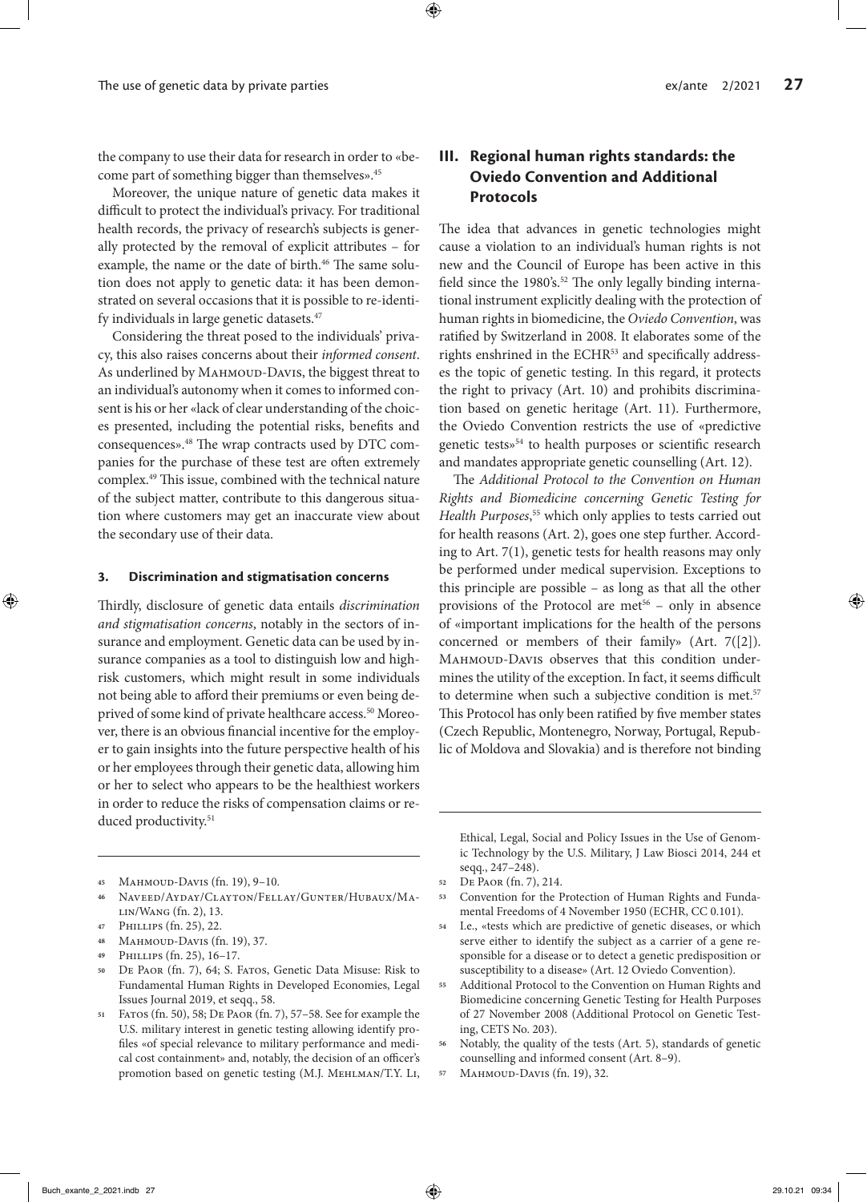the company to use their data for research in order to «become part of something bigger than themselves».[45]

Moreover, the unique nature of genetic data makes it difficult to protect the individual's privacy. For traditional health records, the privacy of research's subjects is generally protected by the removal of explicit attributes – for example, the name or the date of birth.[46] The same solution does not apply to genetic data: it has been demonstrated on several occasions that it is possible to re-identify individuals in large genetic datasets.[47]

Considering the threat posed to the individuals' privacy, this also raises concerns about their *informed consent*. As underlined by Mahmoud-Davis, the biggest threat to an individual's autonomy when it comes to informed consent is his or her «lack of clear understanding of the choices presented, including the potential risks, benefits and consequences».[48] The wrap contracts used by DTC companies for the purchase of these test are often extremely complex.[49] This issue, combined with the technical nature of the subject matter, contribute to this dangerous situation where customers may get an inaccurate view about the secondary use of their data.

#### 3. Discrimination and stigmatisation concerns

Thirdly, disclosure of genetic data entails *discrimination and stigmatisation concerns*, notably in the sectors of insurance and employment. Genetic data can be used by insurance companies as a tool to distinguish low and high-risk customers, which might result in some individuals not being able to afford their premiums or even being deprived of some kind of private healthcare access.[50] Moreover, there is an obvious financial incentive for the employer to gain insights into the future perspective health of his or her employees through their genetic data, allowing him or her to select who appears to be the healthiest workers in order to reduce the risks of compensation claims or reduced productivity.[51]

## III. Regional human rights standards: the Oviedo Convention and Additional Protocols

The idea that advances in genetic technologies might cause a violation to an individual's human rights is not new and the Council of Europe has been active in this field since the 1980's.[52] The only legally binding international instrument explicitly dealing with the protection of human rights in biomedicine, the *Oviedo Convention*, was ratified by Switzerland in 2008. It elaborates some of the rights enshrined in the ECHR[53] and specifically addresses the topic of genetic testing. In this regard, it protects the right to privacy (Art. 10) and prohibits discrimination based on genetic heritage (Art. 11). Furthermore, the Oviedo Convention restricts the use of «predictive genetic tests»[54] to health purposes or scientific research and mandates appropriate genetic counselling (Art. 12).

The *Additional Protocol to the Convention on Human Rights and Biomedicine concerning Genetic Testing for Health Purposes*,[55] which only applies to tests carried out for health reasons (Art. 2), goes one step further. According to Art. 7(1), genetic tests for health reasons may only be performed under medical supervision. Exceptions to this principle are possible – as long as that all the other provisions of the Protocol are met[56] – only in absence of «important implications for the health of the persons concerned or members of their family» (Art. 7([2]). Mahmoud-Davis observes that this condition undermines the utility of the exception. In fact, it seems difficult to determine when such a subjective condition is met.[57] This Protocol has only been ratified by five member states (Czech Republic, Montenegro, Norway, Portugal, Republic of Moldova and Slovakia) and is therefore not binding

---

45 Mahmoud-Davis (fn. 19), 9–10.

46 Naveed/Ayday/Clayton/Fellay/Gunter/Hubaux/Malin/Wang (fn. 2), 13.

47 Phillips (fn. 25), 22.

48 Mahmoud-Davis (fn. 19), 37.

49 Phillips (fn. 25), 16–17.

50 De Paor (fn. 7), 64; S. Fatos, Genetic Data Misuse: Risk to Fundamental Human Rights in Developed Economies, Legal Issues Journal 2019, et seqq., 58.

51 Fatos (fn. 50), 58; De Paor (fn. 7), 57–58. See for example the U.S. military interest in genetic testing allowing identify profiles «of special relevance to military performance and medical cost containment» and, notably, the decision of an officer's promotion based on genetic testing (M.J. Mehlman/T.Y. Li, Ethical, Legal, Social and Policy Issues in the Use of Genomic Technology by the U.S. Military, J Law Biosci 2014, 244 et seqq., 247–248).

52 De Paor (fn. 7), 214.

53 Convention for the Protection of Human Rights and Fundamental Freedoms of 4 November 1950 (ECHR, CC 0.101).

54 I.e., «tests which are predictive of genetic diseases, or which serve either to identify the subject as a carrier of a gene responsible for a disease or to detect a genetic predisposition or susceptibility to a disease» (Art. 12 Oviedo Convention).

55 Additional Protocol to the Convention on Human Rights and Biomedicine concerning Genetic Testing for Health Purposes of 27 November 2008 (Additional Protocol on Genetic Testing, CETS No. 203).

56 Notably, the quality of the tests (Art. 5), standards of genetic counselling and informed consent (Art. 8–9).

57 Mahmoud-Davis (fn. 19), 32.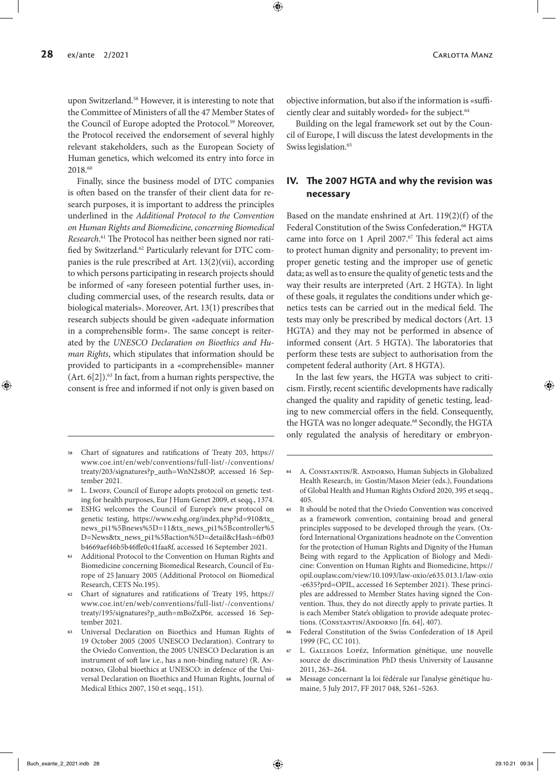upon Switzerland.[58] However, it is interesting to note that the Committee of Ministers of all the 47 Member States of the Council of Europe adopted the Protocol.[59] Moreover, the Protocol received the endorsement of several highly relevant stakeholders, such as the European Society of Human genetics, which welcomed its entry into force in 2018.[60]

Finally, since the business model of DTC companies is often based on the transfer of their client data for research purposes, it is important to address the principles underlined in the *Additional Protocol to the Convention on Human Rights and Biomedicine, concerning Biomedical Research*.[61] The Protocol has neither been signed nor ratified by Switzerland.[62] Particularly relevant for DTC companies is the rule prescribed at Art. 13(2)(vii), according to which persons participating in research projects should be informed of «any foreseen potential further uses, including commercial uses, of the research results, data or biological materials». Moreover, Art. 13(1) prescribes that research subjects should be given «adequate information in a comprehensible form». The same concept is reiterated by the *UNESCO Declaration on Bioethics and Human Rights*, which stipulates that information should be provided to participants in a «comprehensible» manner (Art. 6[2]).[63] In fact, from a human rights perspective, the consent is free and informed if not only is given based on objective information, but also if the information is «sufficiently clear and suitably worded» for the subject.[64]

Building on the legal framework set out by the Council of Europe, I will discuss the latest developments in the Swiss legislation.[65]

## IV. The 2007 HGTA and why the revision was necessary

Based on the mandate enshrined at Art. 119(2)(f) of the Federal Constitution of the Swiss Confederation,[66] HGTA came into force on 1 April 2007.[67] This federal act aims to protect human dignity and personality; to prevent improper genetic testing and the improper use of genetic data; as well as to ensure the quality of genetic tests and the way their results are interpreted (Art. 2 HGTA). In light of these goals, it regulates the conditions under which genetics tests can be carried out in the medical field. The tests may only be prescribed by medical doctors (Art. 13 HGTA) and they may not be performed in absence of informed consent (Art. 5 HGTA). The laboratories that perform these tests are subject to authorisation from the competent federal authority (Art. 8 HGTA).

In the last few years, the HGTA was subject to criticism. Firstly, recent scientific developments have radically changed the quality and rapidity of genetic testing, leading to new commercial offers in the field. Consequently, the HGTA was no longer adequate.[68] Secondly, the HGTA only regulated the analysis of hereditary or embryon-

---

58 Chart of signatures and ratifications of Treaty 203, https://www.coe.int/en/web/conventions/full-list/-/conventions/treaty/203/signatures?p_auth=WnN2s8OP, accessed 16 September 2021.

59 L. Lwoff, Council of Europe adopts protocol on genetic testing for health purposes, Eur J Hum Genet 2009, et seqq., 1374.

60 ESHG welcomes the Council of Europe's new protocol on genetic testing, https://www.eshg.org/index.php?id=910&tx_news_pi1%5Bnews%5D=11&tx_news_pi1%5Bcontroller%5D=News&tx_news_pi1%5Baction%5D=detail&cHash=6fb03b4669aef46b5b46ffe0c41faa8f, accessed 16 September 2021.

61 Additional Protocol to the Convention on Human Rights and Biomedicine concerning Biomedical Research, Council of Europe of 25 January 2005 (Additional Protocol on Biomedical Research, CETS No.195).

62 Chart of signatures and ratifications of Treaty 195, https://www.coe.int/en/web/conventions/full-list/-/conventions/treaty/195/signatures?p_auth=mBoZxP6r, accessed 16 September 2021.

63 Universal Declaration on Bioethics and Human Rights of 19 October 2005 (2005 UNESCO Declaration). Contrary to the Oviedo Convention, the 2005 UNESCO Declaration is an instrument of soft law i.e., has a non-binding nature) (R. Andorno, Global bioethics at UNESCO: in defence of the Universal Declaration on Bioethics and Human Rights, Journal of Medical Ethics 2007, 150 et seqq., 151).

64 A. Constantin/R. Andorno, Human Subjects in Globalized Health Research, in: Gostin/Mason Meier (eds.), Foundations of Global Health and Human Rights Oxford 2020, 395 et seqq., 405.

65 It should be noted that the Oviedo Convention was conceived as a framework convention, containing broad and general principles supposed to be developed through the years. (Oxford International Organizations headnote on the Convention for the protection of Human Rights and Dignity of the Human Being with regard to the Application of Biology and Medicine: Convention on Human Rights and Biomedicine, https://opil.ouplaw.com/view/10.1093/law-oxio/e635.013.1/law-oxio-e635?prd=OPIL, accessed 16 September 2021). These principles are addressed to Member States having signed the Convention. Thus, they do not directly apply to private parties. It is each Member State's obligation to provide adequate protections. (Constantin/Andorno [fn. 64], 407).

66 Federal Constitution of the Swiss Confederation of 18 April 1999 (FC, CC 101).

67 L. Gallegos Lopéz, Information génétique, une nouvelle source de discrimination PhD thesis University of Lausanne 2011, 263–264.

68 Message concernant la loi fédérale sur l'analyse génétique humaine, 5 July 2017, FF 2017 048, 5261–5263.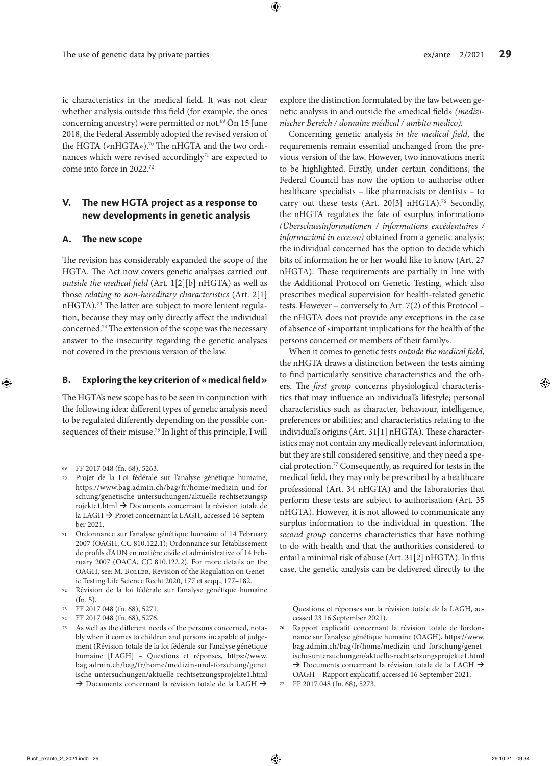ic characteristics in the medical field. It was not clear whether analysis outside this field (for example, the ones concerning ancestry) were permitted or not.[69] On 15 June 2018, the Federal Assembly adopted the revised version of the HGTA («nHGTA»).[70] The nHGTA and the two ordinances which were revised accordingly[71] are expected to come into force in 2022.[72]

## V. The new HGTA project as a response to new developments in genetic analysis

### A. The new scope

The revision has considerably expanded the scope of the HGTA. The Act now covers genetic analyses carried out *outside the medical field* (Art. 1[2][b] nHGTA) as well as those *relating to non-hereditary characteristics* (Art. 2[1] nHGTA).[73] The latter are subject to more lenient regulation, because they may only directly affect the individual concerned.[74] The extension of the scope was the necessary answer to the insecurity regarding the genetic analyses not covered in the previous version of the law.

### B. Exploring the key criterion of « medical field »

The HGTA's new scope has to be seen in conjunction with the following idea: different types of genetic analysis need to be regulated differently depending on the possible consequences of their misuse.[75] In light of this principle, I will explore the distinction formulated by the law between genetic analysis in and outside the «medical field» *(medizinischer Bereich / domaine médical / ambito medico).*

Concerning genetic analysis *in the medical field*, the requirements remain essential unchanged from the previous version of the law. However, two innovations merit to be highlighted. Firstly, under certain conditions, the Federal Council has now the option to authorise other healthcare specialists – like pharmacists or dentists – to carry out these tests (Art. 20[3] nHGTA).[76] Secondly, the nHGTA regulates the fate of «surplus information» *(Überschussinformationen / informations excédentaires / informazioni in eccesso)* obtained from a genetic analysis: the individual concerned has the option to decide which bits of information he or her would like to know (Art. 27 nHGTA). These requirements are partially in line with the Additional Protocol on Genetic Testing, which also prescribes medical supervision for health-related genetic tests. However – conversely to Art. 7(2) of this Protocol – the nHGTA does not provide any exceptions in the case of absence of «important implications for the health of the persons concerned or members of their family».

When it comes to genetic tests *outside the medical field*, the nHGTA draws a distinction between the tests aiming to find particularly sensitive characteristics and the others. The *first group* concerns physiological characteristics that may influence an individual's lifestyle; personal characteristics such as character, behaviour, intelligence, preferences or abilities; and characteristics relating to the individual's origins (Art. 31[1] nHGTA). These characteristics may not contain any medically relevant information, but they are still considered sensitive, and they need a special protection.[77] Consequently, as required for tests in the medical field, they may only be prescribed by a healthcare professional (Art. 34 nHGTA) and the laboratories that perform these tests are subject to authorisation (Art. 35 nHGTA). However, it is not allowed to communicate any surplus information to the individual in question. The *second group* concerns characteristics that have nothing to do with health and that the authorities considered to entail a minimal risk of abuse (Art. 31[2] nHGTA). In this case, the genetic analysis can be delivered directly to the

---

69 FF 2017 048 (fn. 68), 5263.

70 Projet de la Loi fédérale sur l'analyse génétique humaine, https://www.bag.admin.ch/bag/fr/home/medizin-und-forschung/genetische-untersuchungen/aktuelle-rechtsetzungsprojekte1.html → Documents concernant la révision totale de la LAGH → Projet concernant la LAGH, accessed 16 September 2021.

71 Ordonnance sur l'analyse génétique humaine of 14 February 2007 (OAGH, CC 810.122.1); Ordonnance sur l'établissement de profils d'ADN en matière civile et administrative of 14 February 2007 (OACA, CC 810.122.2). For more details on the OAGH, see: M. Boller, Revision of the Regulation on Genetic Testing Life Science Recht 2020, 177 et seqq., 177–182.

72 Révision de la loi fédérale sur l'analyse génétique humaine (fn. 5).

73 FF 2017 048 (fn. 68), 5271.

74 FF 2017 048 (fn. 68), 5276.

75 As well as the different needs of the persons concerned, notably when it comes to children and persons incapable of judgement (Révision totale de la loi fédérale sur l'analyse génétique humaine [LAGH] – Questions et réponses, https://www.bag.admin.ch/bag/fr/home/medizin-und-forschung/genetische-untersuchungen/aktuelle-rechtsetzungsprojekte1.html → Documents concernant la révision totale de la LAGH → Questions et réponses sur la révision totale de la LAGH, accessed 23 16 September 2021).

76 Rapport explicatif concernant la révision totale de l'ordonnance sur l'analyse génétique humaine (OAGH), https://www.bag.admin.ch/bag/fr/home/medizin-und-forschung/genetische-untersuchungen/aktuelle-rechtsetzungsprojekte1.html → Documents concernant la révision totale de la LAGH → OAGH – Rapport explicatif, accessed 16 September 2021.

77 FF 2017 048 (fn. 68), 5273.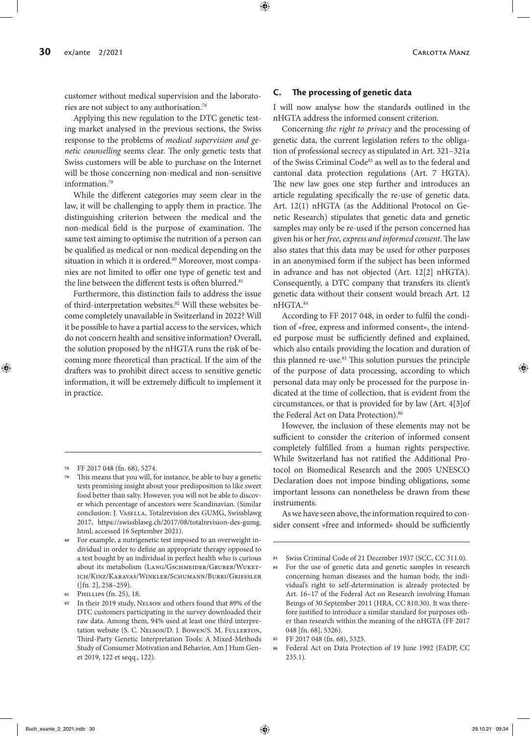customer without medical supervision and the laboratories are not subject to any authorisation.[78]

Applying this new regulation to the DTC genetic testing market analysed in the previous sections, the Swiss response to the problems of *medical supervision and genetic counselling* seems clear. The only genetic tests that Swiss customers will be able to purchase on the Internet will be those concerning non-medical and non-sensitive information.[79]

While the different categories may seem clear in the law, it will be challenging to apply them in practice. The distinguishing criterion between the medical and the non-medical field is the purpose of examination. The same test aiming to optimise the nutrition of a person can be qualified as medical or non-medical depending on the situation in which it is ordered.[80] Moreover, most companies are not limited to offer one type of genetic test and the line between the different tests is often blurred.[81]

Furthermore, this distinction fails to address the issue of third-interpretation websites.[82] Will these websites become completely unavailable in Switzerland in 2022? Will it be possible to have a partial access to the services, which do not concern health and sensitive information? Overall, the solution proposed by the nHGTA runs the risk of becoming more theoretical than practical. If the aim of the drafters was to prohibit direct access to sensitive genetic information, it will be extremely difficult to implement it in practice.

### C. The processing of genetic data

I will now analyse how the standards outlined in the nHGTA address the informed consent criterion.

Concerning *the right to privacy* and the processing of genetic data, the current legislation refers to the obligation of professional secrecy as stipulated in Art. 321–321a of the Swiss Criminal Code[83] as well as to the federal and cantonal data protection regulations (Art. 7 HGTA). The new law goes one step further and introduces an article regulating specifically the re-use of genetic data. Art. 12(1) nHGTA (as the Additional Protocol on Genetic Research) stipulates that genetic data and genetic samples may only be re-used if the person concerned has given his or her *free, express and informed consent*. The law also states that this data may be used for other purposes in an anonymised form if the subject has been informed in advance and has not objected (Art. 12[2] nHGTA). Consequently, a DTC company that transfers its client's genetic data without their consent would breach Art. 12 nHGTA.[84]

According to FF 2017 048, in order to fulfil the condition of «free, express and informed consent», the intended purpose must be sufficiently defined and explained, which also entails providing the location and duration of this planned re-use.[85] This solution pursues the principle of the purpose of data processing, according to which personal data may only be processed for the purpose indicated at the time of collection, that is evident from the circumstances, or that is provided for by law (Art. 4[3]of the Federal Act on Data Protection).[86]

However, the inclusion of these elements may not be sufficient to consider the criterion of informed consent completely fulfilled from a human rights perspective. While Switzerland has not ratified the Additional Protocol on Biomedical Research and the 2005 UNESCO Declaration does not impose binding obligations, some important lessons can nonetheless be drawn from these instruments.

As we have seen above, the information required to consider consent «free and informed» should be sufficiently

---

[78] FF 2017 048 (fn. 68), 5274.

[79] This means that you will, for instance, be able to buy a genetic tests promising insight about your predisposition to like sweet food better than salty. However, you will not be able to discover which percentage of ancestors were Scandinavian. (Similar conclusion: J. Vasella, Totalrevision des GUMG, Swissblawg 2017, https://swissblawg.ch/2017/08/totalrevision-des-gumg.html, accessed 16 September 2021).

[80] For example, a nutrigenetic test imposed to an overweight individual in order to define an appropriate therapy opposed to a test bought by an individual in perfect health who is curious about its metabolism (Lang/Gschmeider/Gruber/Wuketich/Kinz/Karavas/Winkler/Schumann/Burri/Griessler ([fn. 2], 258–259).

[81] Phillips (fn. 25), 18.

[82] In their 2019 study, Nelson and others found that 89% of the DTC customers participating in the survey downloaded their raw data. Among them, 94% used at least one third interpretation website (S. C. Nelson/D. J. Bowen/S. M. Fullerton, Third-Party Genetic Interpretation Tools: A Mixed-Methods Study of Consumer Motivation and Behavior, Am J Hum Genet 2019, 122 et seqq., 122).

[83] Swiss Criminal Code of 21 December 1937 (SCC, CC 311.0).

[84] For the use of genetic data and genetic samples in research concerning human diseases and the human body, the individual's right to self-determination is already protected by Art. 16–17 of the Federal Act on Research involving Human Beings of 30 September 2011 (HRA, CC 810.30). It was therefore justified to introduce a similar standard for purposes other than research within the meaning of the nHGTA (FF 2017 048 [fn. 68], 5326).

[85] FF 2017 048 (fn. 68), 5325.

[86] Federal Act on Data Protection of 19 June 1992 (FADP, CC 235.1).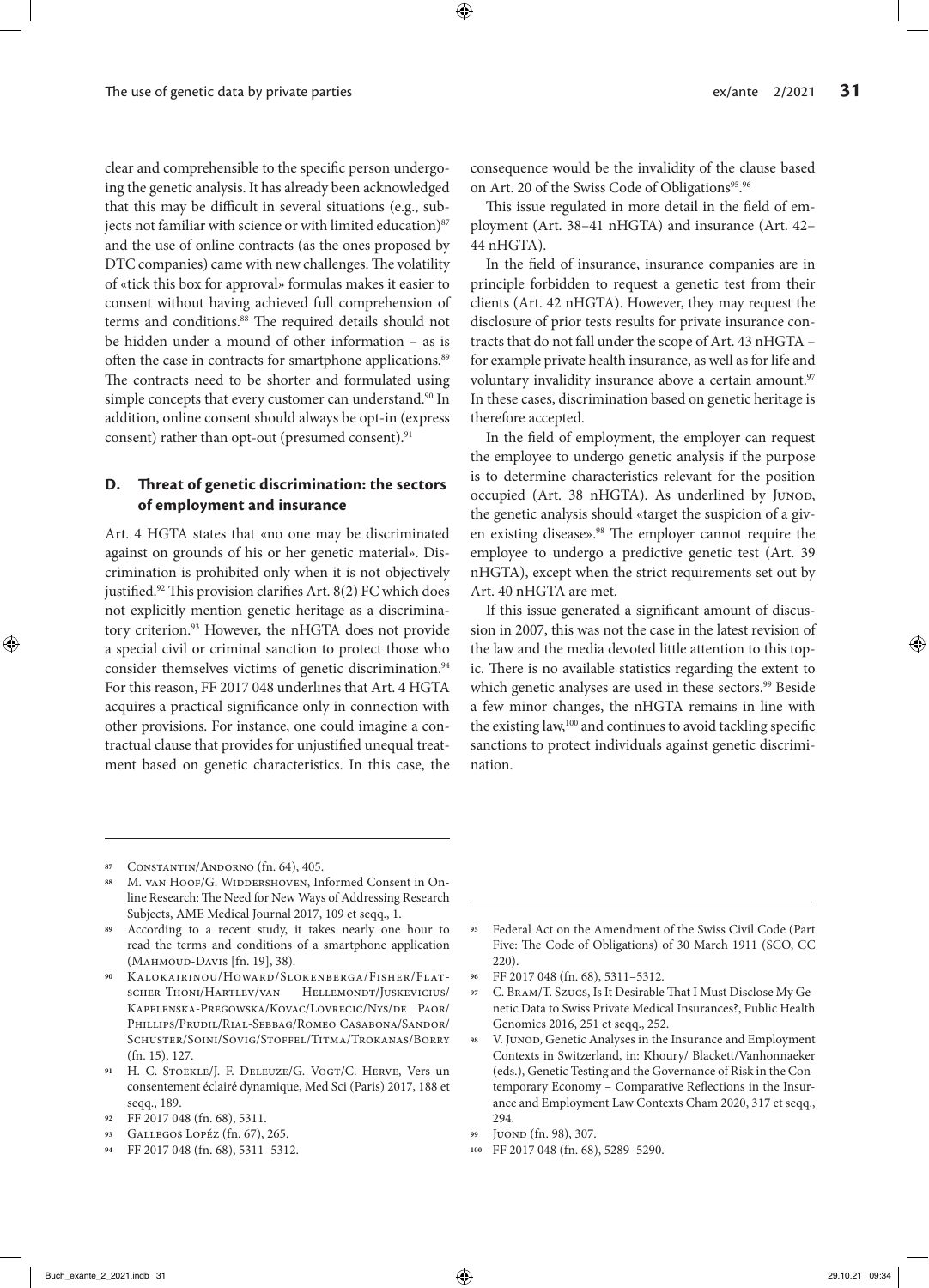clear and comprehensible to the specific person undergoing the genetic analysis. It has already been acknowledged that this may be difficult in several situations (e.g., subjects not familiar with science or with limited education)[87] and the use of online contracts (as the ones proposed by DTC companies) came with new challenges. The volatility of «tick this box for approval» formulas makes it easier to consent without having achieved full comprehension of terms and conditions.[88] The required details should not be hidden under a mound of other information – as is often the case in contracts for smartphone applications.[89] The contracts need to be shorter and formulated using simple concepts that every customer can understand.[90] In addition, online consent should always be opt-in (express consent) rather than opt-out (presumed consent).[91]

### D. Threat of genetic discrimination: the sectors of employment and insurance

Art. 4 HGTA states that «no one may be discriminated against on grounds of his or her genetic material». Discrimination is prohibited only when it is not objectively justified.[92] This provision clarifies Art. 8(2) FC which does not explicitly mention genetic heritage as a discriminatory criterion.[93] However, the nHGTA does not provide a special civil or criminal sanction to protect those who consider themselves victims of genetic discrimination.[94] For this reason, FF 2017 048 underlines that Art. 4 HGTA acquires a practical significance only in connection with other provisions. For instance, one could imagine a contractual clause that provides for unjustified unequal treatment based on genetic characteristics. In this case, the consequence would be the invalidity of the clause based on Art. 20 of the Swiss Code of Obligations[95].[96]

This issue regulated in more detail in the field of employment (Art. 38–41 nHGTA) and insurance (Art. 42–44 nHGTA).

In the field of insurance, insurance companies are in principle forbidden to request a genetic test from their clients (Art. 42 nHGTA). However, they may request the disclosure of prior tests results for private insurance contracts that do not fall under the scope of Art. 43 nHGTA – for example private health insurance, as well as for life and voluntary invalidity insurance above a certain amount.[97] In these cases, discrimination based on genetic heritage is therefore accepted.

In the field of employment, the employer can request the employee to undergo genetic analysis if the purpose is to determine characteristics relevant for the position occupied (Art. 38 nHGTA). As underlined by Junod, the genetic analysis should «target the suspicion of a given existing disease».[98] The employer cannot require the employee to undergo a predictive genetic test (Art. 39 nHGTA), except when the strict requirements set out by Art. 40 nHGTA are met.

If this issue generated a significant amount of discussion in 2007, this was not the case in the latest revision of the law and the media devoted little attention to this topic. There is no available statistics regarding the extent to which genetic analyses are used in these sectors.[99] Beside a few minor changes, the nHGTA remains in line with the existing law,[100] and continues to avoid tackling specific sanctions to protect individuals against genetic discrimination.

---

[87] Constantin/Andorno (fn. 64), 405.

[88] M. van Hoof/G. Widdershoven, Informed Consent in Online Research: The Need for New Ways of Addressing Research Subjects, AME Medical Journal 2017, 109 et seqq., 1.

[89] According to a recent study, it takes nearly one hour to read the terms and conditions of a smartphone application (Mahmoud-Davis [fn. 19], 38).

[90] Kalokairinou/Howard/Slokenberga/Fisher/Flatscher-Thoni/Hartlev/van Hellemondt/Juskevicius/Kapelenska-Pregowska/Kovac/Lovrecic/Nys/de Paor/Phillips/Prudil/Rial-Sebbag/Romeo Casabona/Sandor/Schuster/Soini/Sovig/Stoffel/Titma/Trokanas/Borry (fn. 15), 127.

[91] H. C. Stoekle/J. F. Deleuze/G. Vogt/C. Herve, Vers un consentement éclairé dynamique, Med Sci (Paris) 2017, 188 et seqq., 189.

[92] FF 2017 048 (fn. 68), 5311.

[93] Gallegos Lopéz (fn. 67), 265.

[94] FF 2017 048 (fn. 68), 5311–5312.

[95] Federal Act on the Amendment of the Swiss Civil Code (Part Five: The Code of Obligations) of 30 March 1911 (SCO, CC 220).

[96] FF 2017 048 (fn. 68), 5311–5312.

[97] C. Bram/T. Szucs, Is It Desirable That I Must Disclose My Genetic Data to Swiss Private Medical Insurances?, Public Health Genomics 2016, 251 et seqq., 252.

[98] V. Junod, Genetic Analyses in the Insurance and Employment Contexts in Switzerland, in: Khoury/ Blackett/Vanhonnaeker (eds.), Genetic Testing and the Governance of Risk in the Contemporary Economy – Comparative Reflections in the Insurance and Employment Law Contexts Cham 2020, 317 et seqq., 294.

[99] Juond (fn. 98), 307.

[100] FF 2017 048 (fn. 68), 5289–5290.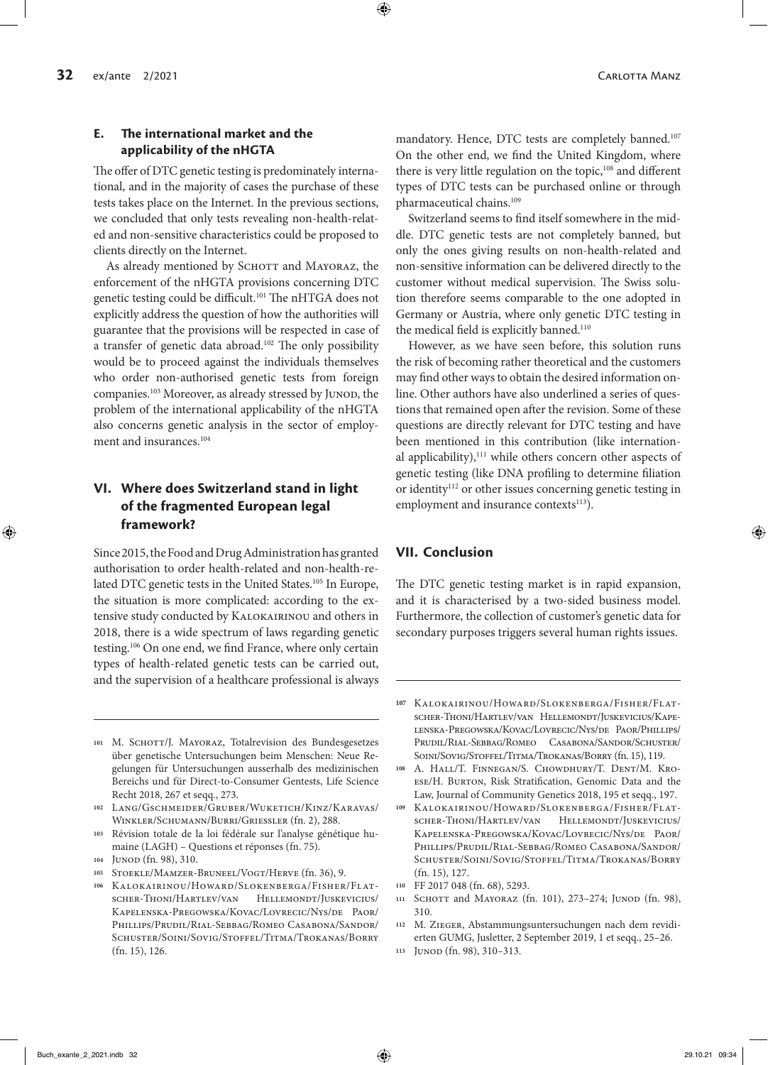### E. The international market and the applicability of the nHGTA

The offer of DTC genetic testing is predominately international, and in the majority of cases the purchase of these tests takes place on the Internet. In the previous sections, we concluded that only tests revealing non-health-related and non-sensitive characteristics could be proposed to clients directly on the Internet.

As already mentioned by Schott and Mayoraz, the enforcement of the nHGTA provisions concerning DTC genetic testing could be difficult.[101] The nHTGA does not explicitly address the question of how the authorities will guarantee that the provisions will be respected in case of a transfer of genetic data abroad.[102] The only possibility would be to proceed against the individuals themselves who order non-authorised genetic tests from foreign companies.[103] Moreover, as already stressed by Junod, the problem of the international applicability of the nHGTA also concerns genetic analysis in the sector of employment and insurances.[104]

## VI. Where does Switzerland stand in light of the fragmented European legal framework?

Since 2015, the Food and Drug Administration has granted authorisation to order health-related and non-health-related DTC genetic tests in the United States.[105] In Europe, the situation is more complicated: according to the extensive study conducted by Kalokairinou and others in 2018, there is a wide spectrum of laws regarding genetic testing.[106] On one end, we find France, where only certain types of health-related genetic tests can be carried out, and the supervision of a healthcare professional is always mandatory. Hence, DTC tests are completely banned.[107] On the other end, we find the United Kingdom, where there is very little regulation on the topic,[108] and different types of DTC tests can be purchased online or through pharmaceutical chains.[109]

Switzerland seems to find itself somewhere in the middle. DTC genetic tests are not completely banned, but only the ones giving results on non-health-related and non-sensitive information can be delivered directly to the customer without medical supervision. The Swiss solution therefore seems comparable to the one adopted in Germany or Austria, where only genetic DTC testing in the medical field is explicitly banned.[110]

However, as we have seen before, this solution runs the risk of becoming rather theoretical and the customers may find other ways to obtain the desired information online. Other authors have also underlined a series of questions that remained open after the revision. Some of these questions are directly relevant for DTC testing and have been mentioned in this contribution (like international applicability),[111] while others concern other aspects of genetic testing (like DNA profiling to determine filiation or identity[112] or other issues concerning genetic testing in employment and insurance contexts[113]).

## VII. Conclusion

The DTC genetic testing market is in rapid expansion, and it is characterised by a two-sided business model. Furthermore, the collection of customer's genetic data for secondary purposes triggers several human rights issues.

---

101 M. Schott/J. Mayoraz, Totalrevision des Bundesgesetzes über genetische Untersuchungen beim Menschen: Neue Regelungen für Untersuchungen ausserhalb des medizinischen Bereichs und für Direct-to-Consumer Gentests, Life Science Recht 2018, 267 et seqq., 273.

102 Lang/Gschmeider/Gruber/Wuketich/Kinz/Karavas/Winkler/Schumann/Burri/Griessler (fn. 2), 288.

103 Révision totale de la loi fédérale sur l'analyse génétique humaine (LAGH) – Questions et réponses (fn. 75).

104 Junod (fn. 98), 310.

105 Stoekle/Mamzer-Bruneel/Vogt/Herve (fn. 36), 9.

106 Kalokairinou/Howard/Slokenberga/Fisher/Flatscher-Thoni/Hartlev/van Hellemondt/Juskevicius/Kapelenska-Pregowska/Kovac/Lovrecic/Nys/de Paor/Phillips/Prudil/Rial-Sebbag/Romeo Casabona/Sandor/Schuster/Soini/Sovig/Stoffel/Titma/Trokanas/Borry (fn. 15), 126.

107 Kalokairinou/Howard/Slokenberga/Fisher/Flatscher-Thoni/Hartlev/van Hellemondt/Juskevicius/Kapelenska-Pregowska/Kovac/Lovrecic/Nys/de Paor/Phillips/Prudil/Rial-Sebbag/Romeo Casabona/Sandor/Schuster/Soini/Sovig/Stoffel/Titma/Trokanas/Borry (fn. 15), 119.

108 A. Hall/T. Finnegan/S. Chowdhury/T. Dent/M. Kroese/H. Burton, Risk Stratification, Genomic Data and the Law, Journal of Community Genetics 2018, 195 et seqq., 197.

109 Kalokairinou/Howard/Slokenberga/Fisher/Flatscher-Thoni/Hartlev/van Hellemondt/Juskevicius/Kapelenska-Pregowska/Kovac/Lovrecic/Nys/de Paor/Phillips/Prudil/Rial-Sebbag/Romeo Casabona/Sandor/Schuster/Soini/Sovig/Stoffel/Titma/Trokanas/Borry (fn. 15), 127.

110 FF 2017 048 (fn. 68), 5293.

111 Schott and Mayoraz (fn. 101), 273–274; Junod (fn. 98), 310.

112 M. Zieger, Abstammungsuntersuchungen nach dem revidierten GUMG, Jusletter, 2 September 2019, 1 et seqq., 25–26.

113 Junod (fn. 98), 310–313.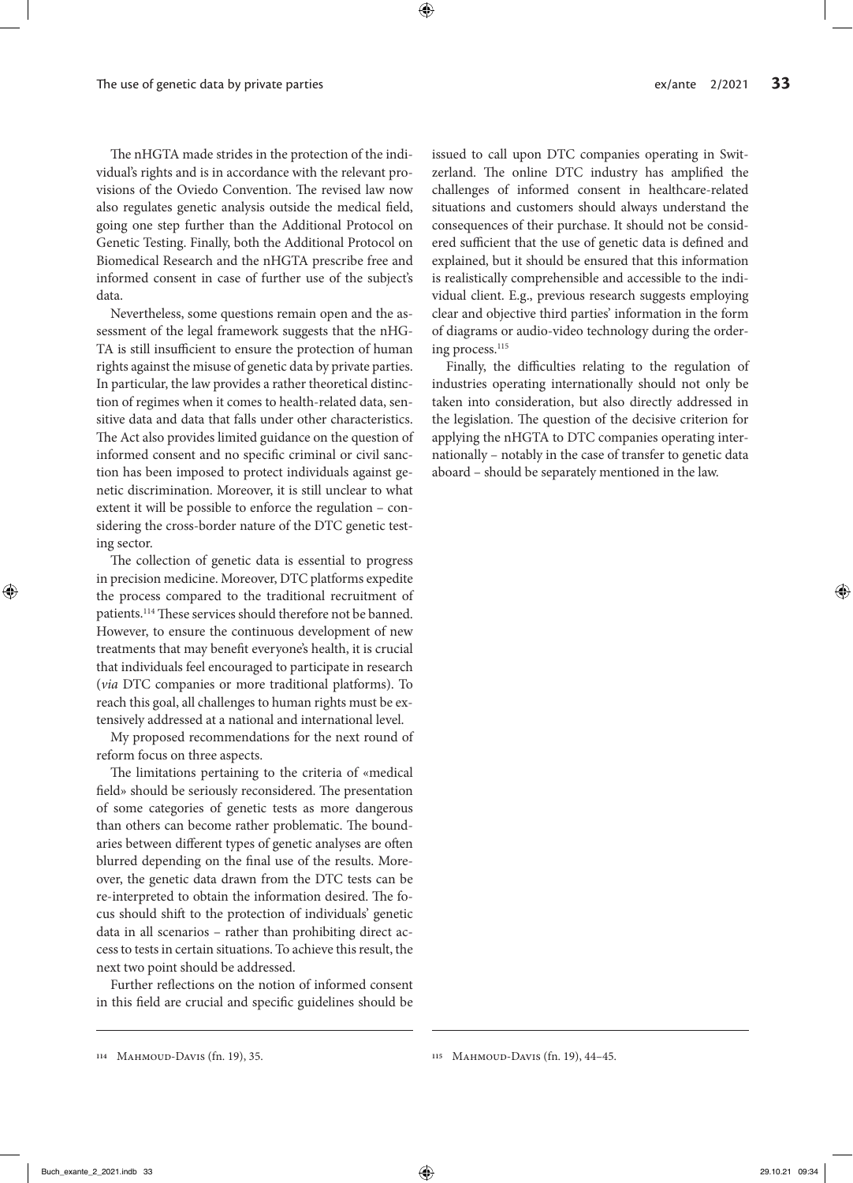The nHGTA made strides in the protection of the individual's rights and is in accordance with the relevant provisions of the Oviedo Convention. The revised law now also regulates genetic analysis outside the medical field, going one step further than the Additional Protocol on Genetic Testing. Finally, both the Additional Protocol on Biomedical Research and the nHGTA prescribe free and informed consent in case of further use of the subject's data.

Nevertheless, some questions remain open and the assessment of the legal framework suggests that the nHGTA is still insufficient to ensure the protection of human rights against the misuse of genetic data by private parties. In particular, the law provides a rather theoretical distinction of regimes when it comes to health-related data, sensitive data and data that falls under other characteristics. The Act also provides limited guidance on the question of informed consent and no specific criminal or civil sanction has been imposed to protect individuals against genetic discrimination. Moreover, it is still unclear to what extent it will be possible to enforce the regulation – considering the cross-border nature of the DTC genetic testing sector.

The collection of genetic data is essential to progress in precision medicine. Moreover, DTC platforms expedite the process compared to the traditional recruitment of patients.[114] These services should therefore not be banned. However, to ensure the continuous development of new treatments that may benefit everyone's health, it is crucial that individuals feel encouraged to participate in research (*via* DTC companies or more traditional platforms). To reach this goal, all challenges to human rights must be extensively addressed at a national and international level.

My proposed recommendations for the next round of reform focus on three aspects.

The limitations pertaining to the criteria of «medical field» should be seriously reconsidered. The presentation of some categories of genetic tests as more dangerous than others can become rather problematic. The boundaries between different types of genetic analyses are often blurred depending on the final use of the results. Moreover, the genetic data drawn from the DTC tests can be re-interpreted to obtain the information desired. The focus should shift to the protection of individuals' genetic data in all scenarios – rather than prohibiting direct access to tests in certain situations. To achieve this result, the next two point should be addressed.

Further reflections on the notion of informed consent in this field are crucial and specific guidelines should be issued to call upon DTC companies operating in Switzerland. The online DTC industry has amplified the challenges of informed consent in healthcare-related situations and customers should always understand the consequences of their purchase. It should not be considered sufficient that the use of genetic data is defined and explained, but it should be ensured that this information is realistically comprehensible and accessible to the individual client. E.g., previous research suggests employing clear and objective third parties' information in the form of diagrams or audio-video technology during the ordering process.[115]

Finally, the difficulties relating to the regulation of industries operating internationally should not only be taken into consideration, but also directly addressed in the legislation. The question of the decisive criterion for applying the nHGTA to DTC companies operating internationally – notably in the case of transfer to genetic data aboard – should be separately mentioned in the law.

---

114 Mahmoud-Davis (fn. 19), 35.

115 Mahmoud-Davis (fn. 19), 44–45.